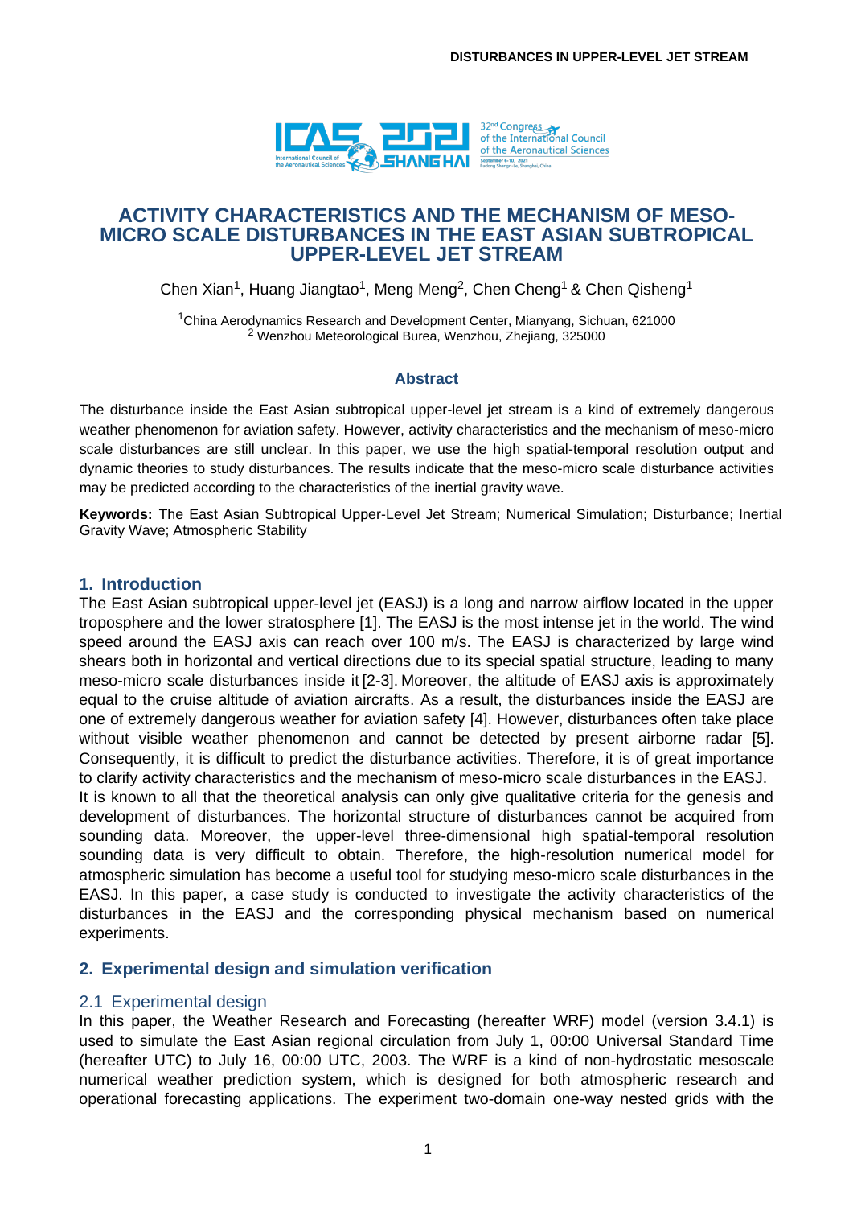# ACTIVITY CHARACTERISTICS AND THE MECHANISM OF MESO-MICRO SCALE DISTURBANCES IN THE EAST ASIAN SUBTROPICAL UPPER-LEVEL JET STREAM

Chen Xian[1], Huang Jiangtao[1], Meng Meng[2], Chen Cheng[1] & Chen Qisheng[1]

[1]China Aerodynamics Research and Development Center, Mianyang, Sichuan, 621000
[2] Wenzhou Meteorological Burea, Wenzhou, Zhejiang, 325000

## Abstract

The disturbance inside the East Asian subtropical upper-level jet stream is a kind of extremely dangerous weather phenomenon for aviation safety. However, activity characteristics and the mechanism of meso-micro scale disturbances are still unclear. In this paper, we use the high spatial-temporal resolution output and dynamic theories to study disturbances. The results indicate that the meso-micro scale disturbance activities may be predicted according to the characteristics of the inertial gravity wave.

**Keywords:** The East Asian Subtropical Upper-Level Jet Stream; Numerical Simulation; Disturbance; Inertial Gravity Wave; Atmospheric Stability

## 1. Introduction

The East Asian subtropical upper-level jet (EASJ) is a long and narrow airflow located in the upper troposphere and the lower stratosphere [1]. The EASJ is the most intense jet in the world. The wind speed around the EASJ axis can reach over 100 m/s. The EASJ is characterized by large wind shears both in horizontal and vertical directions due to its special spatial structure, leading to many meso-micro scale disturbances inside it [2-3]. Moreover, the altitude of EASJ axis is approximately equal to the cruise altitude of aviation aircrafts. As a result, the disturbances inside the EASJ are one of extremely dangerous weather for aviation safety [4]. However, disturbances often take place without visible weather phenomenon and cannot be detected by present airborne radar [5]. Consequently, it is difficult to predict the disturbance activities. Therefore, it is of great importance to clarify activity characteristics and the mechanism of meso-micro scale disturbances in the EASJ.

It is known to all that the theoretical analysis can only give qualitative criteria for the genesis and development of disturbances. The horizontal structure of disturbances cannot be acquired from sounding data. Moreover, the upper-level three-dimensional high spatial-temporal resolution sounding data is very difficult to obtain. Therefore, the high-resolution numerical model for atmospheric simulation has become a useful tool for studying meso-micro scale disturbances in the EASJ. In this paper, a case study is conducted to investigate the activity characteristics of the disturbances in the EASJ and the corresponding physical mechanism based on numerical experiments.

## 2. Experimental design and simulation verification

### 2.1 Experimental design

In this paper, the Weather Research and Forecasting (hereafter WRF) model (version 3.4.1) is used to simulate the East Asian regional circulation from July 1, 00:00 Universal Standard Time (hereafter UTC) to July 16, 00:00 UTC, 2003. The WRF is a kind of non-hydrostatic mesoscale numerical weather prediction system, which is designed for both atmospheric research and operational forecasting applications. The experiment two-domain one-way nested grids with the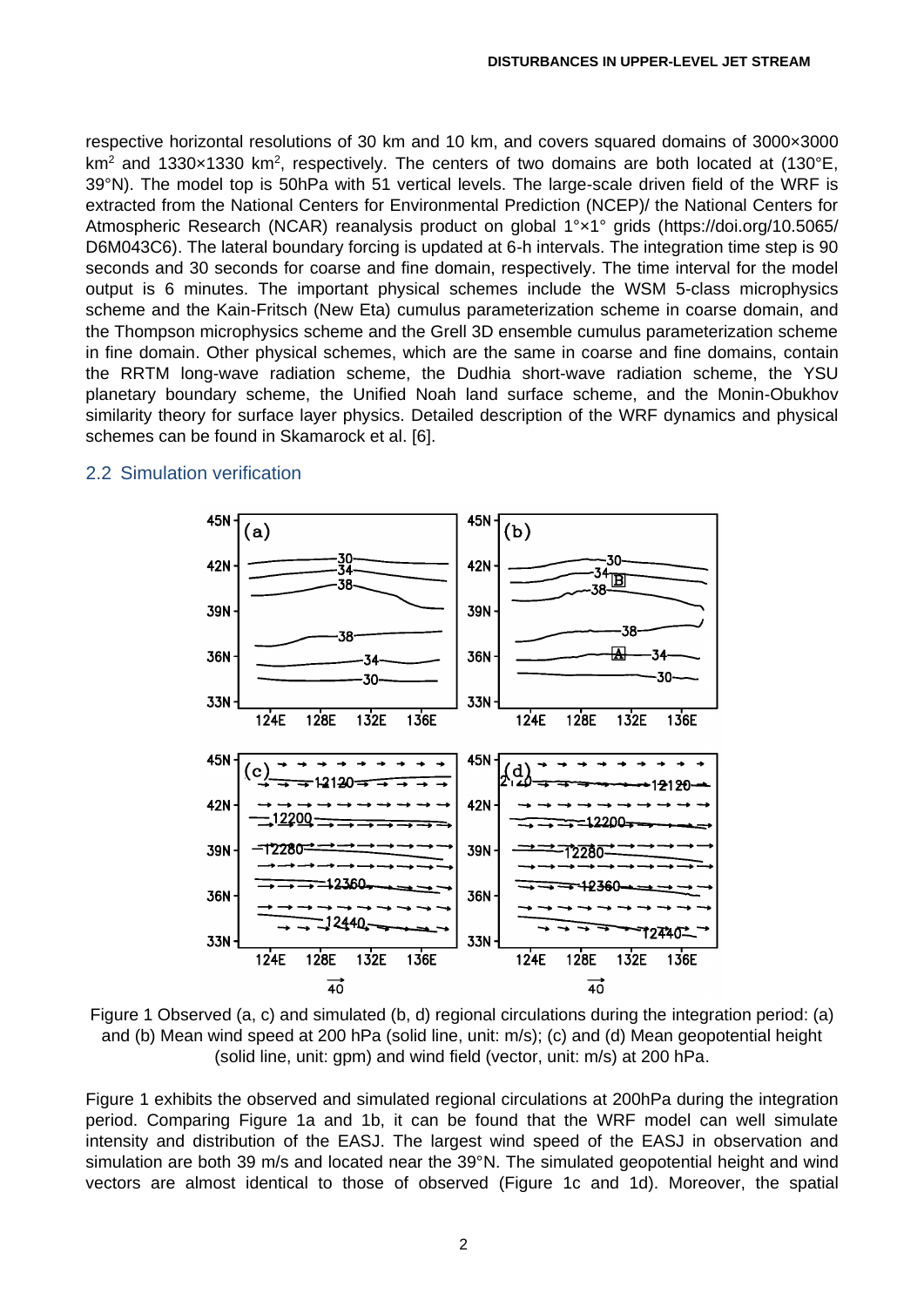respective horizontal resolutions of 30 km and 10 km, and covers squared domains of 3000×3000 $km^2$ and 1330×1330 $km^2$, respectively. The centers of two domains are both located at (130°E, 39°N). The model top is 50hPa with 51 vertical levels. The large-scale driven field of the WRF is extracted from the National Centers for Environmental Prediction (NCEP)/ the National Centers for Atmospheric Research (NCAR) reanalysis product on global 1°×1° grids (https://doi.org/10.5065/D6M043C6). The lateral boundary forcing is updated at 6-h intervals. The integration time step is 90 seconds and 30 seconds for coarse and fine domain, respectively. The time interval for the model output is 6 minutes. The important physical schemes include the WSM 5-class microphysics scheme and the Kain-Fritsch (New Eta) cumulus parameterization scheme in coarse domain, and the Thompson microphysics scheme and the Grell 3D ensemble cumulus parameterization scheme in fine domain. Other physical schemes, which are the same in coarse and fine domains, contain the RRTM long-wave radiation scheme, the Dudhia short-wave radiation scheme, the YSU planetary boundary scheme, the Unified Noah land surface scheme, and the Monin-Obukhov similarity theory for surface layer physics. Detailed description of the WRF dynamics and physical schemes can be found in Skamarock et al. [6].

## 2.2 Simulation verification

Figure 1 Observed (a, c) and simulated (b, d) regional circulations during the integration period: (a) and (b) Mean wind speed at 200 hPa (solid line, unit: m/s); (c) and (d) Mean geopotential height (solid line, unit: gpm) and wind field (vector, unit: m/s) at 200 hPa.

Figure 1 exhibits the observed and simulated regional circulations at 200hPa during the integration period. Comparing Figure 1a and 1b, it can be found that the WRF model can well simulate intensity and distribution of the EASJ. The largest wind speed of the EASJ in observation and simulation are both 39 m/s and located near the 39°N. The simulated geopotential height and wind vectors are almost identical to those of observed (Figure 1c and 1d). Moreover, the spatial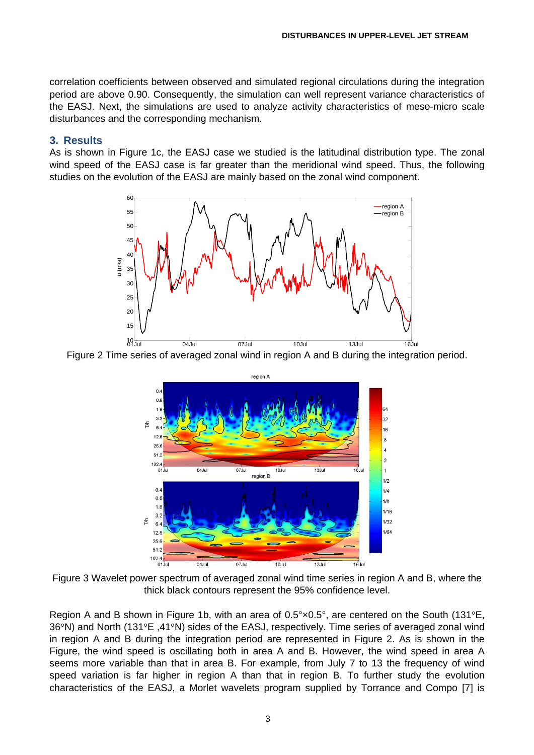correlation coefficients between observed and simulated regional circulations during the integration period are above 0.90. Consequently, the simulation can well represent variance characteristics of the EASJ. Next, the simulations are used to analyze activity characteristics of meso-micro scale disturbances and the corresponding mechanism.

## 3. Results

As is shown in Figure 1c, the EASJ case we studied is the latitudinal distribution type. The zonal wind speed of the EASJ case is far greater than the meridional wind speed. Thus, the following studies on the evolution of the EASJ are mainly based on the zonal wind component.

Figure 2 Time series of averaged zonal wind in region A and B during the integration period.

Figure 3 Wavelet power spectrum of averaged zonal wind time series in region A and B, where the thick black contours represent the 95% confidence level.

Region A and B shown in Figure 1b, with an area of 0.5°×0.5°, are centered on the South (131°E, 36°N) and North (131°E ,41°N) sides of the EASJ, respectively. Time series of averaged zonal wind in region A and B during the integration period are represented in Figure 2. As is shown in the Figure, the wind speed is oscillating both in area A and B. However, the wind speed in area A seems more variable than that in area B. For example, from July 7 to 13 the frequency of wind speed variation is far higher in region A than that in region B. To further study the evolution characteristics of the EASJ, a Morlet wavelets program supplied by Torrance and Compo [7] is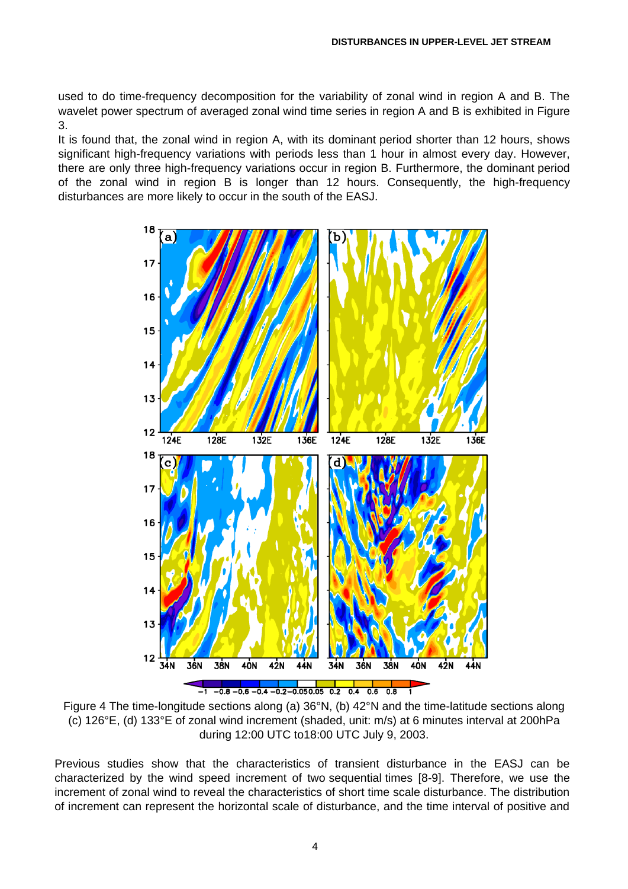used to do time-frequency decomposition for the variability of zonal wind in region A and B. The wavelet power spectrum of averaged zonal wind time series in region A and B is exhibited in Figure 3.

It is found that, the zonal wind in region A, with its dominant period shorter than 12 hours, shows significant high-frequency variations with periods less than 1 hour in almost every day. However, there are only three high-frequency variations occur in region B. Furthermore, the dominant period of the zonal wind in region B is longer than 12 hours. Consequently, the high-frequency disturbances are more likely to occur in the south of the EASJ.

Figure 4 The time-longitude sections along (a) 36°N, (b) 42°N and the time-latitude sections along (c) 126°E, (d) 133°E of zonal wind increment (shaded, unit: m/s) at 6 minutes interval at 200hPa during 12:00 UTC to18:00 UTC July 9, 2003.

Previous studies show that the characteristics of transient disturbance in the EASJ can be characterized by the wind speed increment of two sequential times [8-9]. Therefore, we use the increment of zonal wind to reveal the characteristics of short time scale disturbance. The distribution of increment can represent the horizontal scale of disturbance, and the time interval of positive and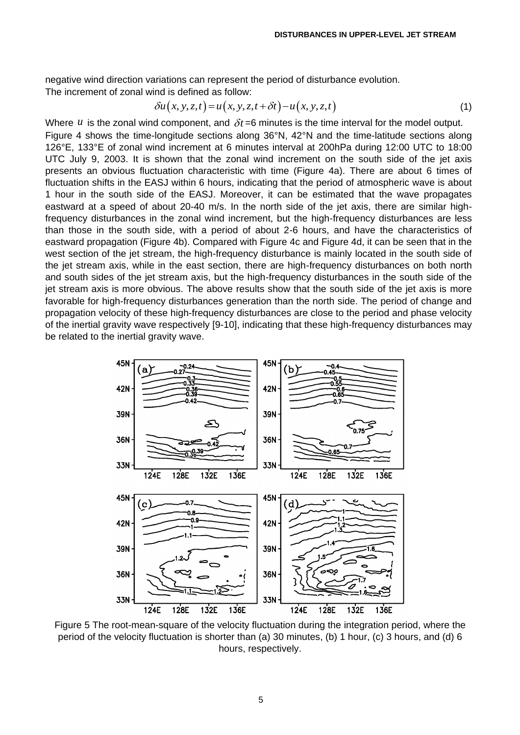negative wind direction variations can represent the period of disturbance evolution.

The increment of zonal wind is defined as follow:

$$\delta u(x, y, z, t) = u(x, y, z, t + \delta t) - u(x, y, z, t) \tag{1}$$

Where $u$ is the zonal wind component, and $\delta t$ =6 minutes is the time interval for the model output.

Figure 4 shows the time-longitude sections along 36°N, 42°N and the time-latitude sections along 126°E, 133°E of zonal wind increment at 6 minutes interval at 200hPa during 12:00 UTC to 18:00 UTC July 9, 2003. It is shown that the zonal wind increment on the south side of the jet axis presents an obvious fluctuation characteristic with time (Figure 4a). There are about 6 times of fluctuation shifts in the EASJ within 6 hours, indicating that the period of atmospheric wave is about 1 hour in the south side of the EASJ. Moreover, it can be estimated that the wave propagates eastward at a speed of about 20-40 m/s. In the north side of the jet axis, there are similar high-frequency disturbances in the zonal wind increment, but the high-frequency disturbances are less than those in the south side, with a period of about 2-6 hours, and have the characteristics of eastward propagation (Figure 4b). Compared with Figure 4c and Figure 4d, it can be seen that in the west section of the jet stream, the high-frequency disturbance is mainly located in the south side of the jet stream axis, while in the east section, there are high-frequency disturbances on both north and south sides of the jet stream axis, but the high-frequency disturbances in the south side of the jet stream axis is more obvious. The above results show that the south side of the jet axis is more favorable for high-frequency disturbances generation than the north side. The period of change and propagation velocity of these high-frequency disturbances are close to the period and phase velocity of the inertial gravity wave respectively [9-10], indicating that these high-frequency disturbances may be related to the inertial gravity wave.

Figure 5 The root-mean-square of the velocity fluctuation during the integration period, where the period of the velocity fluctuation is shorter than (a) 30 minutes, (b) 1 hour, (c) 3 hours, and (d) 6 hours, respectively.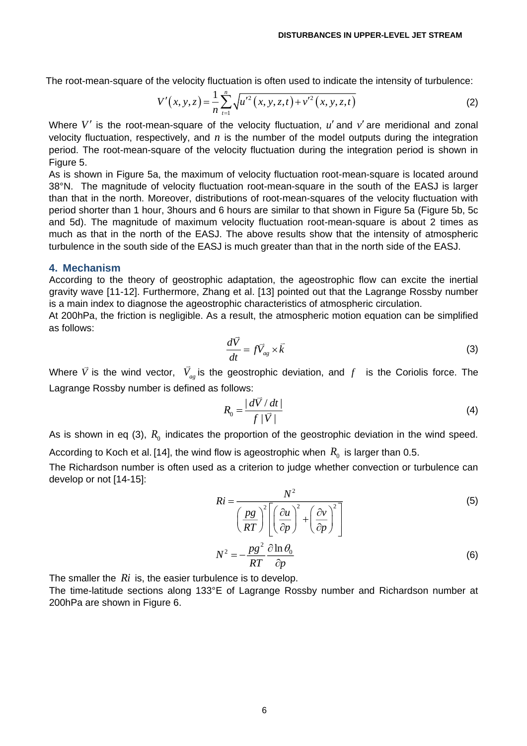The root-mean-square of the velocity fluctuation is often used to indicate the intensity of turbulence:

$$V'(x,y,z) = \frac{1}{n}\sum_{t=1}^{n}\sqrt{u'^2(x,y,z,t)+v'^2(x,y,z,t)} \tag{2}$$

Where $V'$ is the root-mean-square of the velocity fluctuation, $u'$ and $v'$ are meridional and zonal velocity fluctuation, respectively, and $n$ is the number of the model outputs during the integration period. The root-mean-square of the velocity fluctuation during the integration period is shown in Figure 5.

As is shown in Figure 5a, the maximum of velocity fluctuation root-mean-square is located around 38°N. The magnitude of velocity fluctuation root-mean-square in the south of the EASJ is larger than that in the north. Moreover, distributions of root-mean-squares of the velocity fluctuation with period shorter than 1 hour, 3hours and 6 hours are similar to that shown in Figure 5a (Figure 5b, 5c and 5d). The magnitude of maximum velocity fluctuation root-mean-square is about 2 times as much as that in the north of the EASJ. The above results show that the intensity of atmospheric turbulence in the south side of the EASJ is much greater than that in the north side of the EASJ.

## 4. Mechanism

According to the theory of geostrophic adaptation, the ageostrophic flow can excite the inertial gravity wave [11-12]. Furthermore, Zhang et al. [13] pointed out that the Lagrange Rossby number is a main index to diagnose the ageostrophic characteristics of atmospheric circulation.

At 200hPa, the friction is negligible. As a result, the atmospheric motion equation can be simplified as follows:

$$\frac{d\vec{V}}{dt} = f\vec{V}_{ag} \times \vec{k} \tag{3}$$

Where $\vec{V}$ is the wind vector, $\vec{V}_{ag}$ is the geostrophic deviation, and $f$ is the Coriolis force. The Lagrange Rossby number is defined as follows:

$$R_0 = \frac{|d\vec{V}/dt|}{f\,|\vec{V}|} \tag{4}$$

As is shown in eq (3), $R_0$ indicates the proportion of the geostrophic deviation in the wind speed. According to Koch et al. [14], the wind flow is ageostrophic when $R_0$ is larger than 0.5.

The Richardson number is often used as a criterion to judge whether convection or turbulence can develop or not [14-15]:

$$Ri = \frac{N^2}{\left(\frac{pg}{RT}\right)^2\left[\left(\frac{\partial u}{\partial p}\right)^2 + \left(\frac{\partial v}{\partial p}\right)^2\right]} \tag{5}$$

$$N^2 = -\frac{pg^2}{RT}\frac{\partial \ln\theta_0}{\partial p} \tag{6}$$

The smaller the $Ri$ is, the easier turbulence is to develop.

The time-latitude sections along 133°E of Lagrange Rossby number and Richardson number at 200hPa are shown in Figure 6.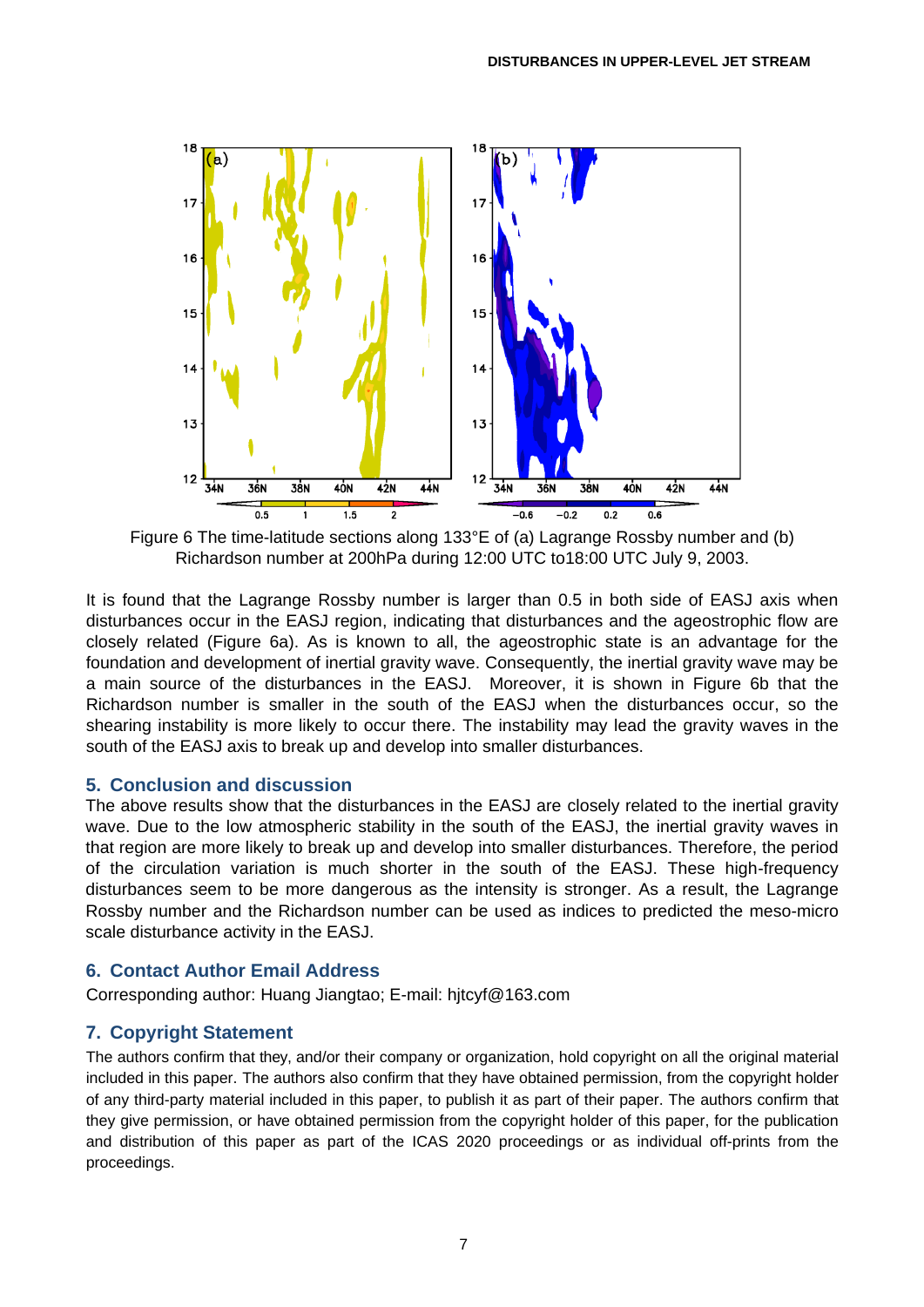Figure 6 The time-latitude sections along 133°E of (a) Lagrange Rossby number and (b) Richardson number at 200hPa during 12:00 UTC to18:00 UTC July 9, 2003.

It is found that the Lagrange Rossby number is larger than 0.5 in both side of EASJ axis when disturbances occur in the EASJ region, indicating that disturbances and the ageostrophic flow are closely related (Figure 6a). As is known to all, the ageostrophic state is an advantage for the foundation and development of inertial gravity wave. Consequently, the inertial gravity wave may be a main source of the disturbances in the EASJ. Moreover, it is shown in Figure 6b that the Richardson number is smaller in the south of the EASJ when the disturbances occur, so the shearing instability is more likely to occur there. The instability may lead the gravity waves in the south of the EASJ axis to break up and develop into smaller disturbances.

## 5. Conclusion and discussion

The above results show that the disturbances in the EASJ are closely related to the inertial gravity wave. Due to the low atmospheric stability in the south of the EASJ, the inertial gravity waves in that region are more likely to break up and develop into smaller disturbances. Therefore, the period of the circulation variation is much shorter in the south of the EASJ. These high-frequency disturbances seem to be more dangerous as the intensity is stronger. As a result, the Lagrange Rossby number and the Richardson number can be used as indices to predicted the meso-micro scale disturbance activity in the EASJ.

## 6. Contact Author Email Address

Corresponding author: Huang Jiangtao; E-mail: hjtcyf@163.com

## 7. Copyright Statement

The authors confirm that they, and/or their company or organization, hold copyright on all the original material included in this paper. The authors also confirm that they have obtained permission, from the copyright holder of any third-party material included in this paper, to publish it as part of their paper. The authors confirm that they give permission, or have obtained permission from the copyright holder of this paper, for the publication and distribution of this paper as part of the ICAS 2020 proceedings or as individual off-prints from the proceedings.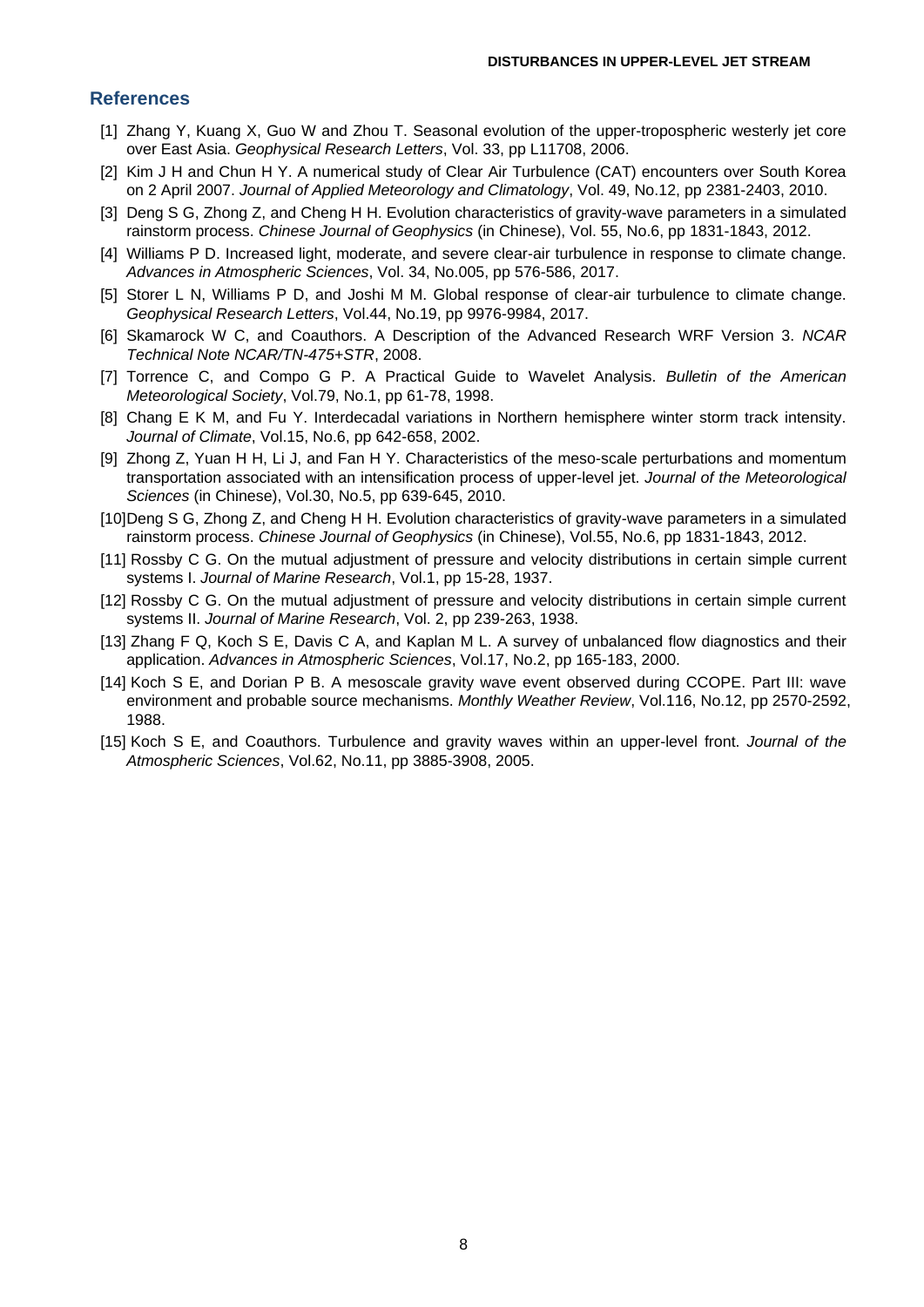## References

[1] Zhang Y, Kuang X, Guo W and Zhou T. Seasonal evolution of the upper-tropospheric westerly jet core over East Asia. *Geophysical Research Letters*, Vol. 33, pp L11708, 2006.

[2] Kim J H and Chun H Y. A numerical study of Clear Air Turbulence (CAT) encounters over South Korea on 2 April 2007. *Journal of Applied Meteorology and Climatology*, Vol. 49, No.12, pp 2381-2403, 2010.

[3] Deng S G, Zhong Z, and Cheng H H. Evolution characteristics of gravity-wave parameters in a simulated rainstorm process. *Chinese Journal of Geophysics* (in Chinese), Vol. 55, No.6, pp 1831-1843, 2012.

[4] Williams P D. Increased light, moderate, and severe clear-air turbulence in response to climate change. *Advances in Atmospheric Sciences*, Vol. 34, No.005, pp 576-586, 2017.

[5] Storer L N, Williams P D, and Joshi M M. Global response of clear-air turbulence to climate change. *Geophysical Research Letters*, Vol.44, No.19, pp 9976-9984, 2017.

[6] Skamarock W C, and Coauthors. A Description of the Advanced Research WRF Version 3. *NCAR Technical Note NCAR/TN-475+STR*, 2008.

[7] Torrence C, and Compo G P. A Practical Guide to Wavelet Analysis. *Bulletin of the American Meteorological Society*, Vol.79, No.1, pp 61-78, 1998.

[8] Chang E K M, and Fu Y. Interdecadal variations in Northern hemisphere winter storm track intensity. *Journal of Climate*, Vol.15, No.6, pp 642-658, 2002.

[9] Zhong Z, Yuan H H, Li J, and Fan H Y. Characteristics of the meso-scale perturbations and momentum transportation associated with an intensification process of upper-level jet. *Journal of the Meteorological Sciences* (in Chinese), Vol.30, No.5, pp 639-645, 2010.

[10]Deng S G, Zhong Z, and Cheng H H. Evolution characteristics of gravity-wave parameters in a simulated rainstorm process. *Chinese Journal of Geophysics* (in Chinese), Vol.55, No.6, pp 1831-1843, 2012.

[11] Rossby C G. On the mutual adjustment of pressure and velocity distributions in certain simple current systems I. *Journal of Marine Research*, Vol.1, pp 15-28, 1937.

[12] Rossby C G. On the mutual adjustment of pressure and velocity distributions in certain simple current systems II. *Journal of Marine Research*, Vol. 2, pp 239-263, 1938.

[13] Zhang F Q, Koch S E, Davis C A, and Kaplan M L. A survey of unbalanced flow diagnostics and their application. *Advances in Atmospheric Sciences*, Vol.17, No.2, pp 165-183, 2000.

[14] Koch S E, and Dorian P B. A mesoscale gravity wave event observed during CCOPE. Part III: wave environment and probable source mechanisms. *Monthly Weather Review*, Vol.116, No.12, pp 2570-2592, 1988.

[15] Koch S E, and Coauthors. Turbulence and gravity waves within an upper-level front. *Journal of the Atmospheric Sciences*, Vol.62, No.11, pp 3885-3908, 2005.